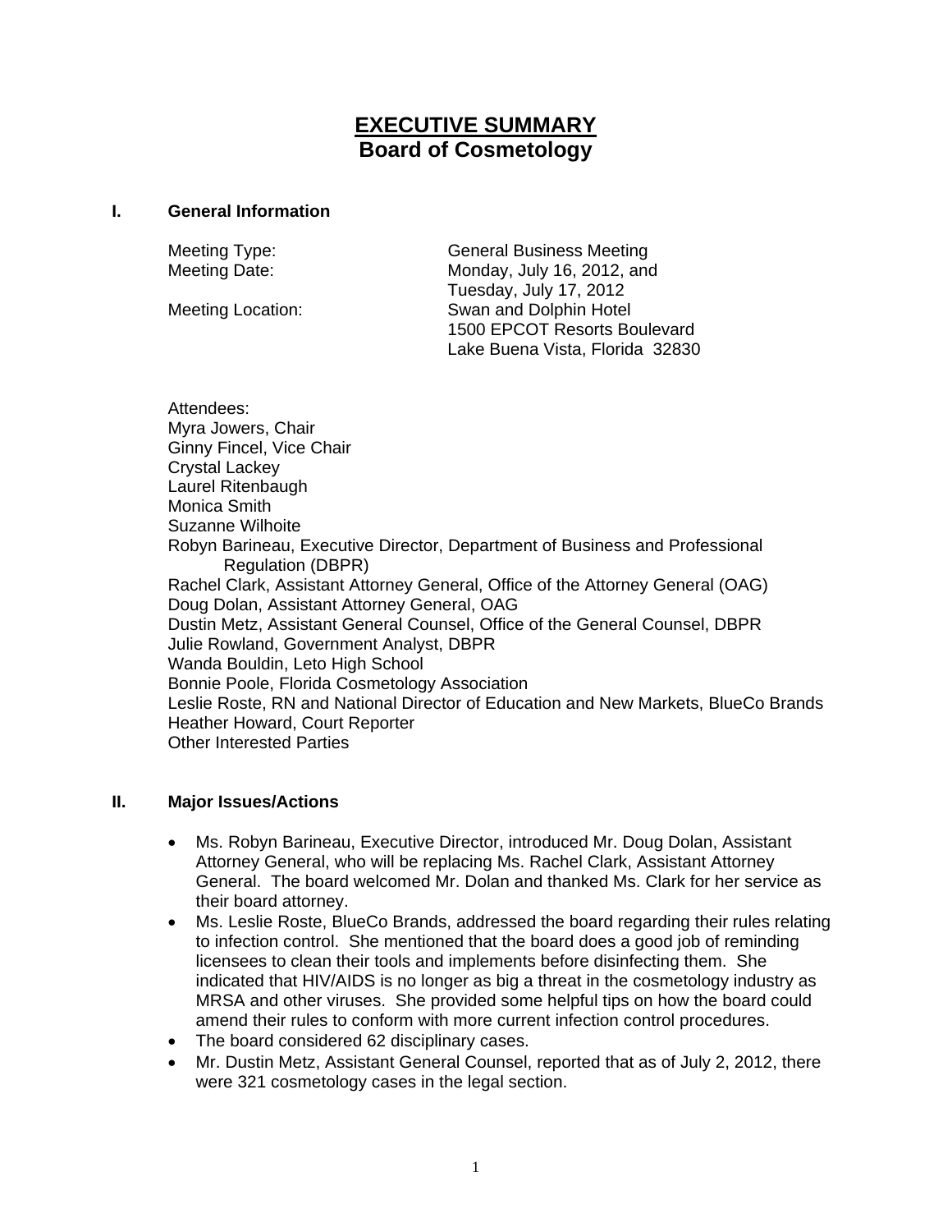# EXECUTIVE SUMMARY
## Board of Cosmetology

### I. General Information

Meeting Type: General Business Meeting

Meeting Date: Monday, July 16, 2012, and Tuesday, July 17, 2012

Meeting Location: Swan and Dolphin Hotel
1500 EPCOT Resorts Boulevard
Lake Buena Vista, Florida 32830

Attendees:
Myra Jowers, Chair
Ginny Fincel, Vice Chair
Crystal Lackey
Laurel Ritenbaugh
Monica Smith
Suzanne Wilhoite
Robyn Barineau, Executive Director, Department of Business and Professional Regulation (DBPR)
Rachel Clark, Assistant Attorney General, Office of the Attorney General (OAG)
Doug Dolan, Assistant Attorney General, OAG
Dustin Metz, Assistant General Counsel, Office of the General Counsel, DBPR
Julie Rowland, Government Analyst, DBPR
Wanda Bouldin, Leto High School
Bonnie Poole, Florida Cosmetology Association
Leslie Roste, RN and National Director of Education and New Markets, BlueCo Brands
Heather Howard, Court Reporter
Other Interested Parties

### II. Major Issues/Actions

- Ms. Robyn Barineau, Executive Director, introduced Mr. Doug Dolan, Assistant Attorney General, who will be replacing Ms. Rachel Clark, Assistant Attorney General. The board welcomed Mr. Dolan and thanked Ms. Clark for her service as their board attorney.
- Ms. Leslie Roste, BlueCo Brands, addressed the board regarding their rules relating to infection control. She mentioned that the board does a good job of reminding licensees to clean their tools and implements before disinfecting them. She indicated that HIV/AIDS is no longer as big a threat in the cosmetology industry as MRSA and other viruses. She provided some helpful tips on how the board could amend their rules to conform with more current infection control procedures.
- The board considered 62 disciplinary cases.
- Mr. Dustin Metz, Assistant General Counsel, reported that as of July 2, 2012, there were 321 cosmetology cases in the legal section.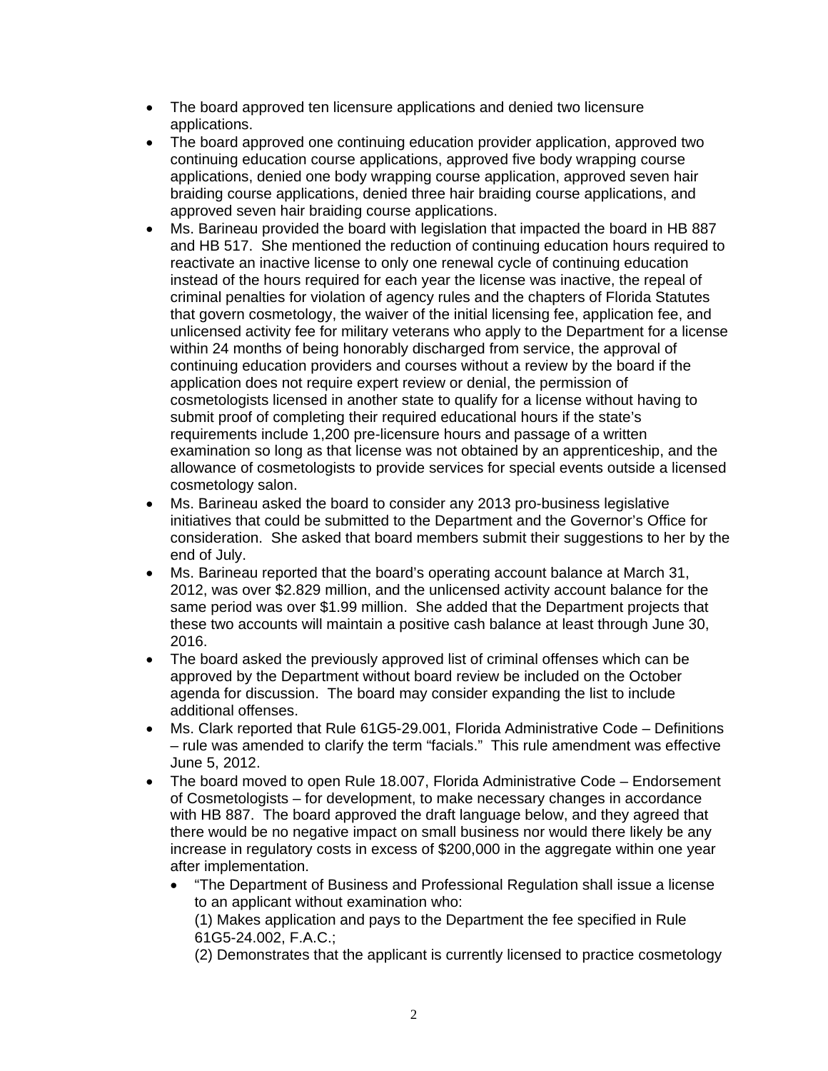- The board approved ten licensure applications and denied two licensure applications.
- The board approved one continuing education provider application, approved two continuing education course applications, approved five body wrapping course applications, denied one body wrapping course application, approved seven hair braiding course applications, denied three hair braiding course applications, and approved seven hair braiding course applications.
- Ms. Barineau provided the board with legislation that impacted the board in HB 887 and HB 517. She mentioned the reduction of continuing education hours required to reactivate an inactive license to only one renewal cycle of continuing education instead of the hours required for each year the license was inactive, the repeal of criminal penalties for violation of agency rules and the chapters of Florida Statutes that govern cosmetology, the waiver of the initial licensing fee, application fee, and unlicensed activity fee for military veterans who apply to the Department for a license within 24 months of being honorably discharged from service, the approval of continuing education providers and courses without a review by the board if the application does not require expert review or denial, the permission of cosmetologists licensed in another state to qualify for a license without having to submit proof of completing their required educational hours if the state's requirements include 1,200 pre-licensure hours and passage of a written examination so long as that license was not obtained by an apprenticeship, and the allowance of cosmetologists to provide services for special events outside a licensed cosmetology salon.
- Ms. Barineau asked the board to consider any 2013 pro-business legislative initiatives that could be submitted to the Department and the Governor's Office for consideration. She asked that board members submit their suggestions to her by the end of July.
- Ms. Barineau reported that the board's operating account balance at March 31, 2012, was over $2.829 million, and the unlicensed activity account balance for the same period was over $1.99 million. She added that the Department projects that these two accounts will maintain a positive cash balance at least through June 30, 2016.
- The board asked the previously approved list of criminal offenses which can be approved by the Department without board review be included on the October agenda for discussion. The board may consider expanding the list to include additional offenses.
- Ms. Clark reported that Rule 61G5-29.001, Florida Administrative Code – Definitions – rule was amended to clarify the term "facials." This rule amendment was effective June 5, 2012.
- The board moved to open Rule 18.007, Florida Administrative Code – Endorsement of Cosmetologists – for development, to make necessary changes in accordance with HB 887. The board approved the draft language below, and they agreed that there would be no negative impact on small business nor would there likely be any increase in regulatory costs in excess of $200,000 in the aggregate within one year after implementation.
  - "The Department of Business and Professional Regulation shall issue a license to an applicant without examination who:
    (1) Makes application and pays to the Department the fee specified in Rule 61G5-24.002, F.A.C.;
    (2) Demonstrates that the applicant is currently licensed to practice cosmetology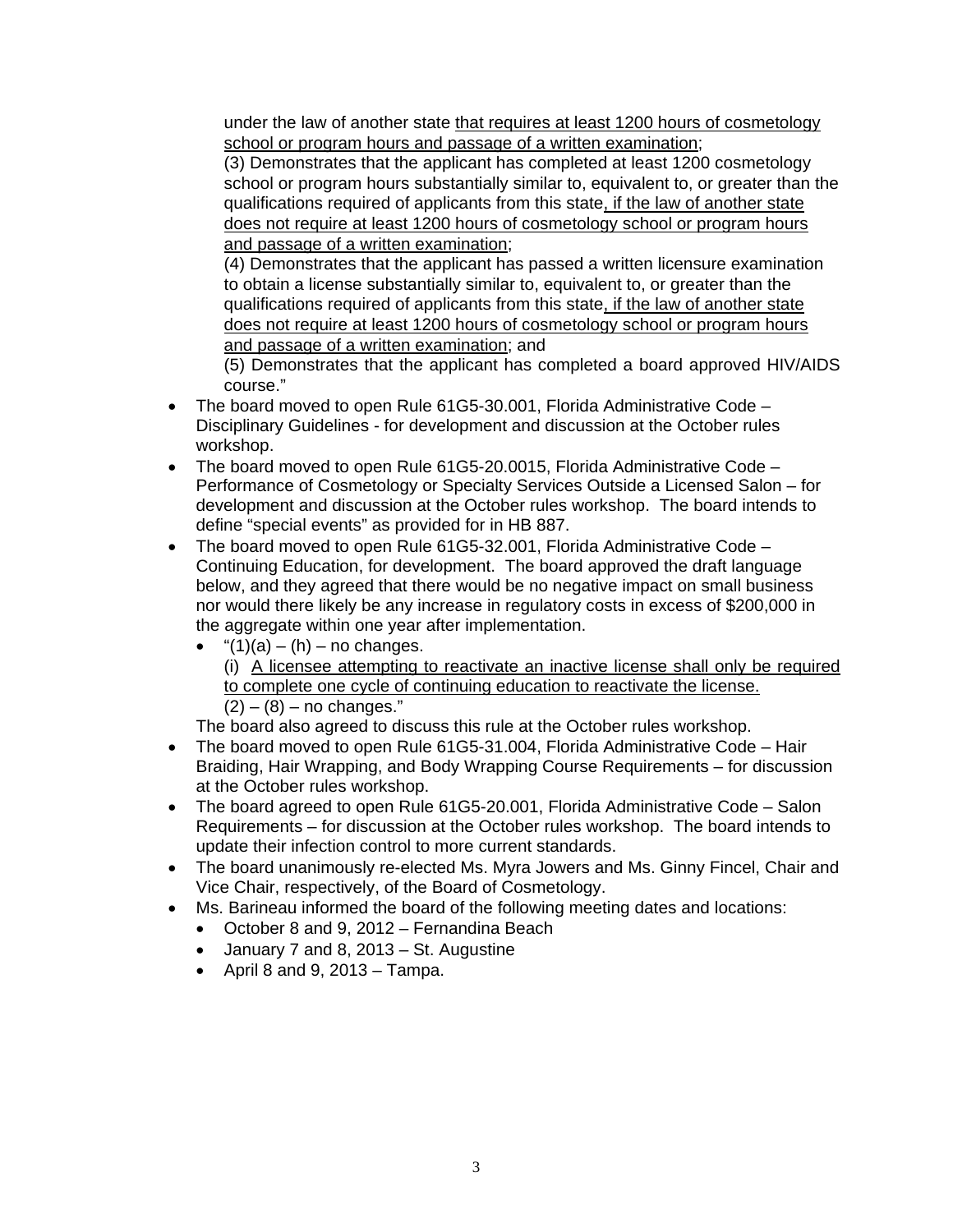under the law of another state <u>that requires at least 1200 hours of cosmetology school or program hours and passage of a written examination</u>;
(3) Demonstrates that the applicant has completed at least 1200 cosmetology school or program hours substantially similar to, equivalent to, or greater than the qualifications required of applicants from this state<u>, if the law of another state does not require at least 1200 hours of cosmetology school or program hours and passage of a written examination</u>;
(4) Demonstrates that the applicant has passed a written licensure examination to obtain a license substantially similar to, equivalent to, or greater than the qualifications required of applicants from this state<u>, if the law of another state does not require at least 1200 hours of cosmetology school or program hours and passage of a written examination</u>; and
(5) Demonstrates that the applicant has completed a board approved HIV/AIDS course."

- The board moved to open Rule 61G5-30.001, Florida Administrative Code – Disciplinary Guidelines - for development and discussion at the October rules workshop.
- The board moved to open Rule 61G5-20.0015, Florida Administrative Code – Performance of Cosmetology or Specialty Services Outside a Licensed Salon – for development and discussion at the October rules workshop. The board intends to define "special events" as provided for in HB 887.
- The board moved to open Rule 61G5-32.001, Florida Administrative Code – Continuing Education, for development. The board approved the draft language below, and they agreed that there would be no negative impact on small business nor would there likely be any increase in regulatory costs in excess of $200,000 in the aggregate within one year after implementation.
  - "(1)(a) – (h) – no changes.
    (i) <u>A licensee attempting to reactivate an inactive license shall only be required to complete one cycle of continuing education to reactivate the license.</u>
    (2) – (8) – no changes."

  The board also agreed to discuss this rule at the October rules workshop.
- The board moved to open Rule 61G5-31.004, Florida Administrative Code – Hair Braiding, Hair Wrapping, and Body Wrapping Course Requirements – for discussion at the October rules workshop.
- The board agreed to open Rule 61G5-20.001, Florida Administrative Code – Salon Requirements – for discussion at the October rules workshop. The board intends to update their infection control to more current standards.
- The board unanimously re-elected Ms. Myra Jowers and Ms. Ginny Fincel, Chair and Vice Chair, respectively, of the Board of Cosmetology.
- Ms. Barineau informed the board of the following meeting dates and locations:
  - October 8 and 9, 2012 – Fernandina Beach
  - January 7 and 8, 2013 – St. Augustine
  - April 8 and 9, 2013 – Tampa.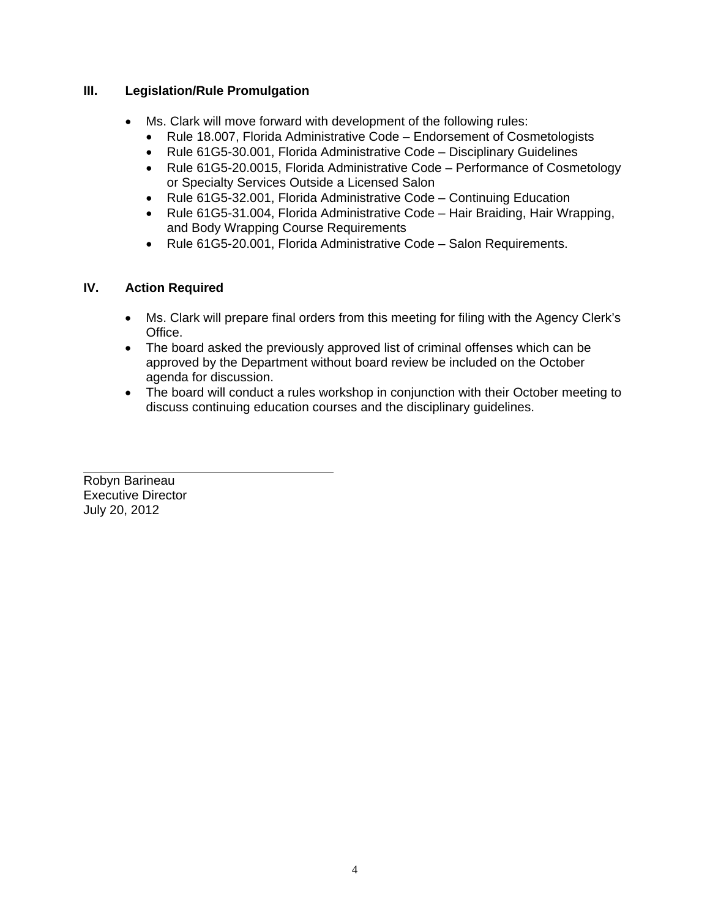## III. Legislation/Rule Promulgation

- Ms. Clark will move forward with development of the following rules:
  - Rule 18.007, Florida Administrative Code – Endorsement of Cosmetologists
  - Rule 61G5-30.001, Florida Administrative Code – Disciplinary Guidelines
  - Rule 61G5-20.0015, Florida Administrative Code – Performance of Cosmetology or Specialty Services Outside a Licensed Salon
  - Rule 61G5-32.001, Florida Administrative Code – Continuing Education
  - Rule 61G5-31.004, Florida Administrative Code – Hair Braiding, Hair Wrapping, and Body Wrapping Course Requirements
  - Rule 61G5-20.001, Florida Administrative Code – Salon Requirements.

## IV. Action Required

- Ms. Clark will prepare final orders from this meeting for filing with the Agency Clerk's Office.
- The board asked the previously approved list of criminal offenses which can be approved by the Department without board review be included on the October agenda for discussion.
- The board will conduct a rules workshop in conjunction with their October meeting to discuss continuing education courses and the disciplinary guidelines.

\_\_\_\_\_\_\_\_\_\_\_\_\_\_\_\_\_\_\_\_\_\_\_\_\_\_\_\_\_\_\_\_\_\_\_\_

Robyn Barineau
Executive Director
July 20, 2012